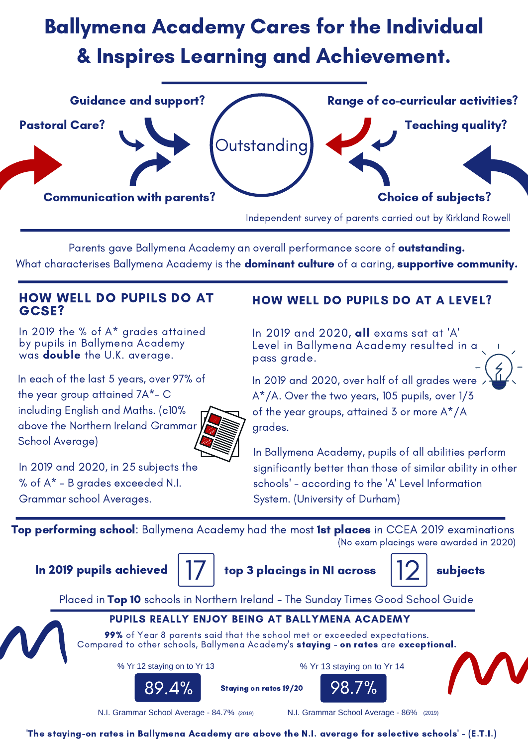# Ballymena Academy Cares for the Individual & Inspires Learning and Achievement.

**Guidance and support?**

**Range of co-curricular activities?**

**Pastoral Care?**

Outstanding

**Teaching quality?**

**Communication with parents?**

**Choice of subjects?**

Independent survey of parents carried out by Kirkland Rowell

Parents gave Ballymena Academy an overall performance score of **outstanding.**
What characterises Ballymena Academy is the **dominant culture** of a caring, **supportive community.**

## HOW WELL DO PUPILS DO AT GCSE?

In 2019 the % of A* grades attained by pupils in Ballymena Academy was **double** the U.K. average.

In each of the last 5 years, over 97% of the year group attained 7A*- C including English and Maths. (c10% above the Northern Ireland Grammar School Average)

In 2019 and 2020, in 25 subjects the % of A* - B grades exceeded N.I. Grammar school Averages.

## HOW WELL DO PUPILS DO AT A LEVEL?

In 2019 and 2020, **all** exams sat at 'A' Level in Ballymena Academy resulted in a pass grade.

In 2019 and 2020, over half of all grades were A*/A. Over the two years, 105 pupils, over 1/3 of the year groups, attained 3 or more A*/A grades.

In Ballymena Academy, pupils of all abilities perform significantly better than those of similar ability in other schools' - according to the 'A' Level Information System. (University of Durham)

**Top performing school**: Ballymena Academy had the most **1st places** in CCEA 2019 examinations
(No exam placings were awarded in 2020)

**In 2019 pupils achieved** 17 **top 3 placings in NI across** 12 **subjects**

Placed in **Top 10** schools in Northern Ireland - The Sunday Times Good School Guide

## PUPILS REALLY ENJOY BEING AT BALLYMENA ACADEMY

**99%** of Year 8 parents said that the school met or exceeded expectations.
Compared to other schools, Ballymena Academy's **staying - on rates** are **exceptional.**

| % Yr 12 staying on to Yr 13 | **Staying on rates 19/20** | % Yr 13 staying on to Yr 14 |
|---|---|---|
| 89.4% | | 98.7% |
| N.I. Grammar School Average - 84.7% (2019) | | N.I. Grammar School Average - 86% (2019) |

**'The staying-on rates in Ballymena Academy are above the N.I. average for selective schools' - (E.T.I.)**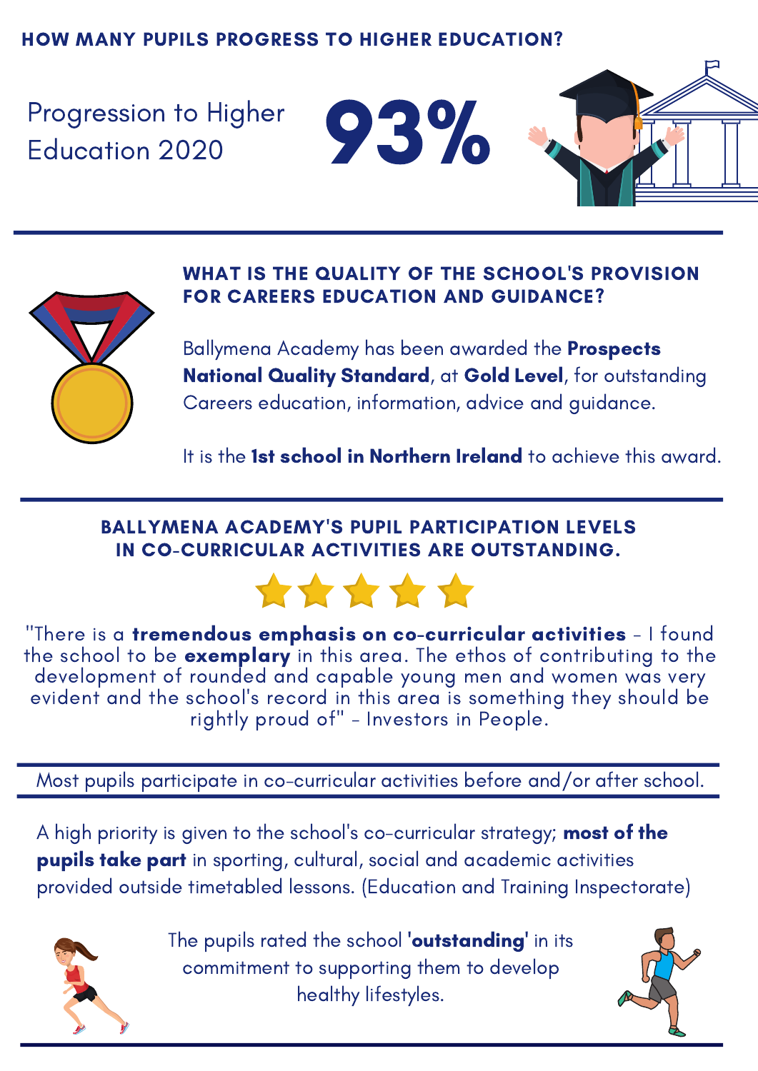## HOW MANY PUPILS PROGRESS TO HIGHER EDUCATION?

Progression to Higher Education 2020

**93%**

## WHAT IS THE QUALITY OF THE SCHOOL'S PROVISION FOR CAREERS EDUCATION AND GUIDANCE?

Ballymena Academy has been awarded the **Prospects National Quality Standard**, at **Gold Level**, for outstanding Careers education, information, advice and guidance.

It is the **1st school in Northern Ireland** to achieve this award.

## BALLYMENA ACADEMY'S PUPIL PARTICIPATION LEVELS IN CO-CURRICULAR ACTIVITIES ARE OUTSTANDING.

"There is a **tremendous emphasis on co-curricular activities** - I found the school to be **exemplary** in this area. The ethos of contributing to the development of rounded and capable young men and women was very evident and the school's record in this area is something they should be rightly proud of" - Investors in People.

Most pupils participate in co-curricular activities before and/or after school.

A high priority is given to the school's co-curricular strategy; **most of the pupils take part** in sporting, cultural, social and academic activities provided outside timetabled lessons. (Education and Training Inspectorate)

The pupils rated the school **'outstanding'** in its commitment to supporting them to develop healthy lifestyles.